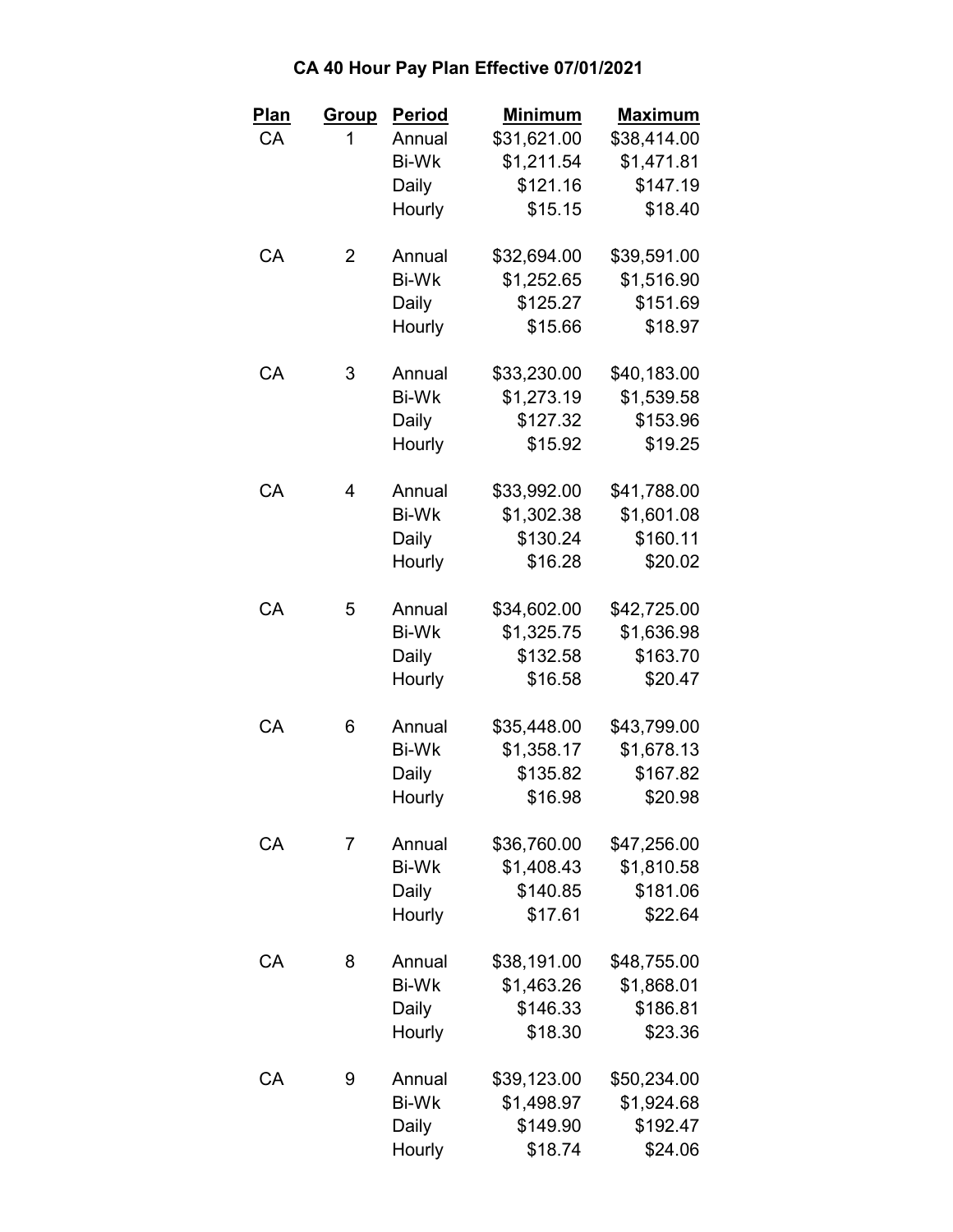# CA 40 Hour Pay Plan Effective 07/01/2021

| Plan | Group | Period | Minimum | Maximum |
|---|---|---|---|---|
| CA | 1 | Annual | $31,621.00 | $38,414.00 |
| | | Bi-Wk | $1,211.54 | $1,471.81 |
| | | Daily | $121.16 | $147.19 |
| | | Hourly | $15.15 | $18.40 |
| CA | 2 | Annual | $32,694.00 | $39,591.00 |
| | | Bi-Wk | $1,252.65 | $1,516.90 |
| | | Daily | $125.27 | $151.69 |
| | | Hourly | $15.66 | $18.97 |
| CA | 3 | Annual | $33,230.00 | $40,183.00 |
| | | Bi-Wk | $1,273.19 | $1,539.58 |
| | | Daily | $127.32 | $153.96 |
| | | Hourly | $15.92 | $19.25 |
| CA | 4 | Annual | $33,992.00 | $41,788.00 |
| | | Bi-Wk | $1,302.38 | $1,601.08 |
| | | Daily | $130.24 | $160.11 |
| | | Hourly | $16.28 | $20.02 |
| CA | 5 | Annual | $34,602.00 | $42,725.00 |
| | | Bi-Wk | $1,325.75 | $1,636.98 |
| | | Daily | $132.58 | $163.70 |
| | | Hourly | $16.58 | $20.47 |
| CA | 6 | Annual | $35,448.00 | $43,799.00 |
| | | Bi-Wk | $1,358.17 | $1,678.13 |
| | | Daily | $135.82 | $167.82 |
| | | Hourly | $16.98 | $20.98 |
| CA | 7 | Annual | $36,760.00 | $47,256.00 |
| | | Bi-Wk | $1,408.43 | $1,810.58 |
| | | Daily | $140.85 | $181.06 |
| | | Hourly | $17.61 | $22.64 |
| CA | 8 | Annual | $38,191.00 | $48,755.00 |
| | | Bi-Wk | $1,463.26 | $1,868.01 |
| | | Daily | $146.33 | $186.81 |
| | | Hourly | $18.30 | $23.36 |
| CA | 9 | Annual | $39,123.00 | $50,234.00 |
| | | Bi-Wk | $1,498.97 | $1,924.68 |
| | | Daily | $149.90 | $192.47 |
| | | Hourly | $18.74 | $24.06 |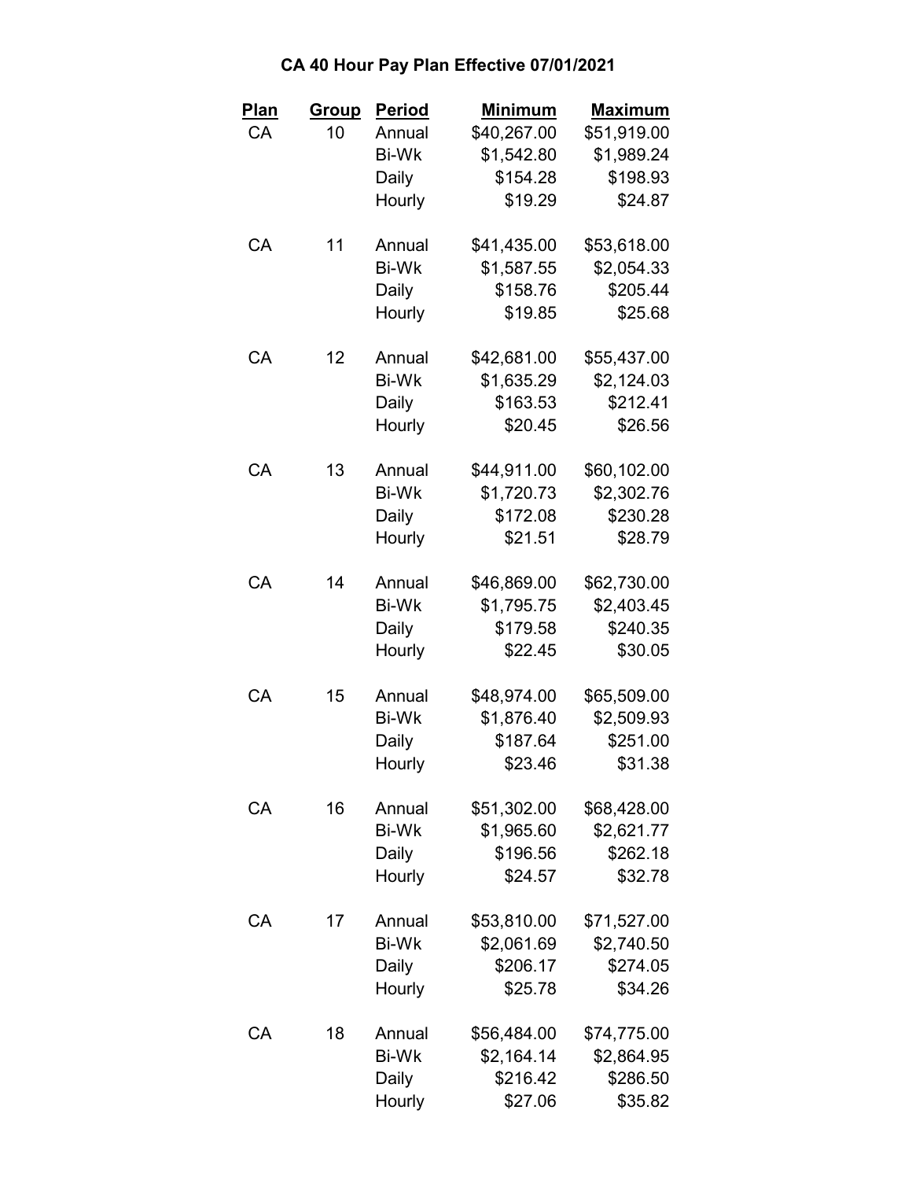## CA 40 Hour Pay Plan Effective 07/01/2021

| Plan | Group | Period | Minimum | Maximum |
|---|---|---|---|---|
| CA | 10 | Annual | $40,267.00 | $51,919.00 |
| | | Bi-Wk | $1,542.80 | $1,989.24 |
| | | Daily | $154.28 | $198.93 |
| | | Hourly | $19.29 | $24.87 |
| CA | 11 | Annual | $41,435.00 | $53,618.00 |
| | | Bi-Wk | $1,587.55 | $2,054.33 |
| | | Daily | $158.76 | $205.44 |
| | | Hourly | $19.85 | $25.68 |
| CA | 12 | Annual | $42,681.00 | $55,437.00 |
| | | Bi-Wk | $1,635.29 | $2,124.03 |
| | | Daily | $163.53 | $212.41 |
| | | Hourly | $20.45 | $26.56 |
| CA | 13 | Annual | $44,911.00 | $60,102.00 |
| | | Bi-Wk | $1,720.73 | $2,302.76 |
| | | Daily | $172.08 | $230.28 |
| | | Hourly | $21.51 | $28.79 |
| CA | 14 | Annual | $46,869.00 | $62,730.00 |
| | | Bi-Wk | $1,795.75 | $2,403.45 |
| | | Daily | $179.58 | $240.35 |
| | | Hourly | $22.45 | $30.05 |
| CA | 15 | Annual | $48,974.00 | $65,509.00 |
| | | Bi-Wk | $1,876.40 | $2,509.93 |
| | | Daily | $187.64 | $251.00 |
| | | Hourly | $23.46 | $31.38 |
| CA | 16 | Annual | $51,302.00 | $68,428.00 |
| | | Bi-Wk | $1,965.60 | $2,621.77 |
| | | Daily | $196.56 | $262.18 |
| | | Hourly | $24.57 | $32.78 |
| CA | 17 | Annual | $53,810.00 | $71,527.00 |
| | | Bi-Wk | $2,061.69 | $2,740.50 |
| | | Daily | $206.17 | $274.05 |
| | | Hourly | $25.78 | $34.26 |
| CA | 18 | Annual | $56,484.00 | $74,775.00 |
| | | Bi-Wk | $2,164.14 | $2,864.95 |
| | | Daily | $216.42 | $286.50 |
| | | Hourly | $27.06 | $35.82 |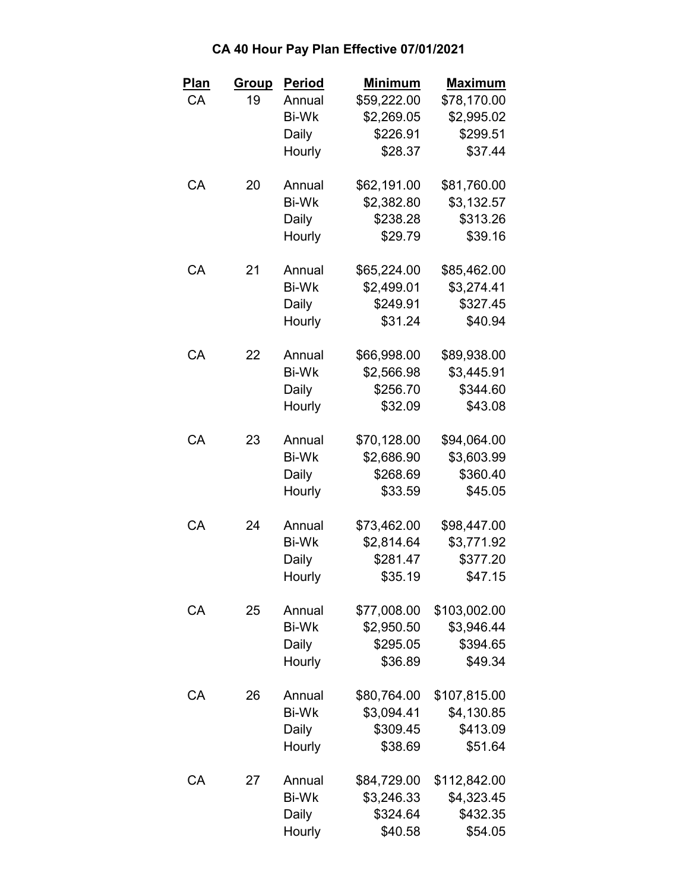# CA 40 Hour Pay Plan Effective 07/01/2021

| Plan | Group | Period | Minimum | Maximum |
|---|---|---|---|---|
| CA | 19 | Annual | $59,222.00 | $78,170.00 |
| | | Bi-Wk | $2,269.05 | $2,995.02 |
| | | Daily | $226.91 | $299.51 |
| | | Hourly | $28.37 | $37.44 |
| CA | 20 | Annual | $62,191.00 | $81,760.00 |
| | | Bi-Wk | $2,382.80 | $3,132.57 |
| | | Daily | $238.28 | $313.26 |
| | | Hourly | $29.79 | $39.16 |
| CA | 21 | Annual | $65,224.00 | $85,462.00 |
| | | Bi-Wk | $2,499.01 | $3,274.41 |
| | | Daily | $249.91 | $327.45 |
| | | Hourly | $31.24 | $40.94 |
| CA | 22 | Annual | $66,998.00 | $89,938.00 |
| | | Bi-Wk | $2,566.98 | $3,445.91 |
| | | Daily | $256.70 | $344.60 |
| | | Hourly | $32.09 | $43.08 |
| CA | 23 | Annual | $70,128.00 | $94,064.00 |
| | | Bi-Wk | $2,686.90 | $3,603.99 |
| | | Daily | $268.69 | $360.40 |
| | | Hourly | $33.59 | $45.05 |
| CA | 24 | Annual | $73,462.00 | $98,447.00 |
| | | Bi-Wk | $2,814.64 | $3,771.92 |
| | | Daily | $281.47 | $377.20 |
| | | Hourly | $35.19 | $47.15 |
| CA | 25 | Annual | $77,008.00 | $103,002.00 |
| | | Bi-Wk | $2,950.50 | $3,946.44 |
| | | Daily | $295.05 | $394.65 |
| | | Hourly | $36.89 | $49.34 |
| CA | 26 | Annual | $80,764.00 | $107,815.00 |
| | | Bi-Wk | $3,094.41 | $4,130.85 |
| | | Daily | $309.45 | $413.09 |
| | | Hourly | $38.69 | $51.64 |
| CA | 27 | Annual | $84,729.00 | $112,842.00 |
| | | Bi-Wk | $3,246.33 | $4,323.45 |
| | | Daily | $324.64 | $432.35 |
| | | Hourly | $40.58 | $54.05 |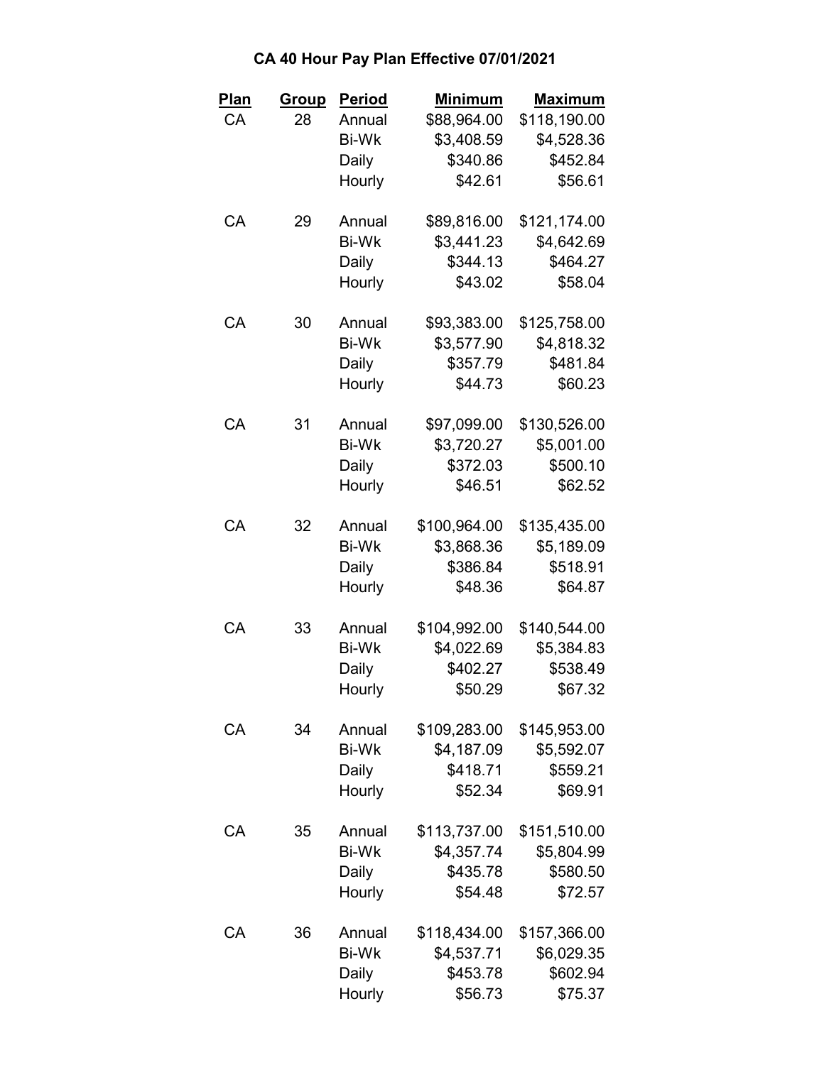# CA 40 Hour Pay Plan Effective 07/01/2021

| Plan | Group | Period | Minimum | Maximum |
|---|---|---|---|---|
| CA | 28 | Annual | $88,964.00 | $118,190.00 |
| | | Bi-Wk | $3,408.59 | $4,528.36 |
| | | Daily | $340.86 | $452.84 |
| | | Hourly | $42.61 | $56.61 |
| CA | 29 | Annual | $89,816.00 | $121,174.00 |
| | | Bi-Wk | $3,441.23 | $4,642.69 |
| | | Daily | $344.13 | $464.27 |
| | | Hourly | $43.02 | $58.04 |
| CA | 30 | Annual | $93,383.00 | $125,758.00 |
| | | Bi-Wk | $3,577.90 | $4,818.32 |
| | | Daily | $357.79 | $481.84 |
| | | Hourly | $44.73 | $60.23 |
| CA | 31 | Annual | $97,099.00 | $130,526.00 |
| | | Bi-Wk | $3,720.27 | $5,001.00 |
| | | Daily | $372.03 | $500.10 |
| | | Hourly | $46.51 | $62.52 |
| CA | 32 | Annual | $100,964.00 | $135,435.00 |
| | | Bi-Wk | $3,868.36 | $5,189.09 |
| | | Daily | $386.84 | $518.91 |
| | | Hourly | $48.36 | $64.87 |
| CA | 33 | Annual | $104,992.00 | $140,544.00 |
| | | Bi-Wk | $4,022.69 | $5,384.83 |
| | | Daily | $402.27 | $538.49 |
| | | Hourly | $50.29 | $67.32 |
| CA | 34 | Annual | $109,283.00 | $145,953.00 |
| | | Bi-Wk | $4,187.09 | $5,592.07 |
| | | Daily | $418.71 | $559.21 |
| | | Hourly | $52.34 | $69.91 |
| CA | 35 | Annual | $113,737.00 | $151,510.00 |
| | | Bi-Wk | $4,357.74 | $5,804.99 |
| | | Daily | $435.78 | $580.50 |
| | | Hourly | $54.48 | $72.57 |
| CA | 36 | Annual | $118,434.00 | $157,366.00 |
| | | Bi-Wk | $4,537.71 | $6,029.35 |
| | | Daily | $453.78 | $602.94 |
| | | Hourly | $56.73 | $75.37 |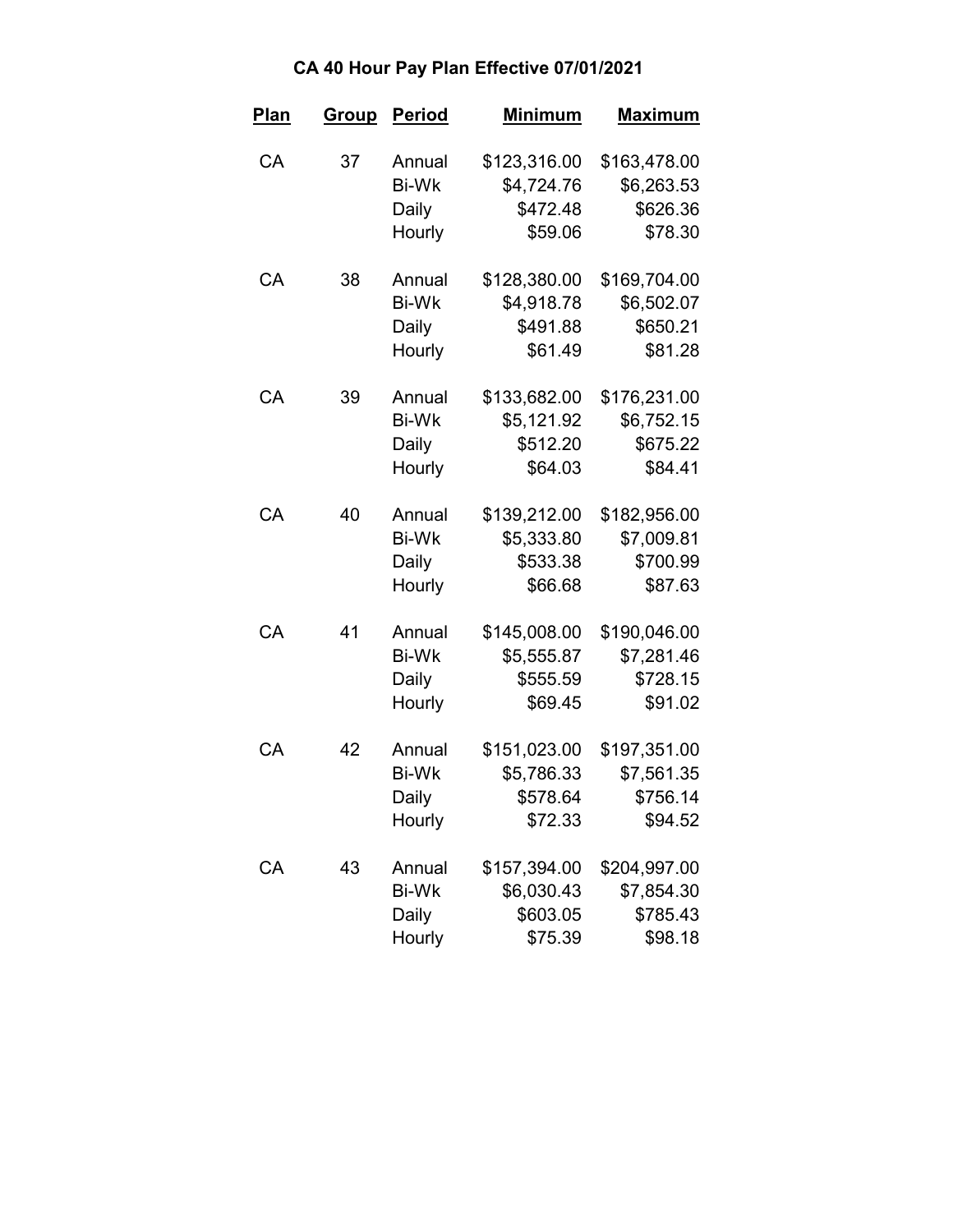**CA 40 Hour Pay Plan Effective 07/01/2021**

| Plan | Group | Period | Minimum | Maximum |
|---|---|---|---|---|
| CA | 37 | Annual | $123,316.00 | $163,478.00 |
| | | Bi-Wk | $4,724.76 | $6,263.53 |
| | | Daily | $472.48 | $626.36 |
| | | Hourly | $59.06 | $78.30 |
| CA | 38 | Annual | $128,380.00 | $169,704.00 |
| | | Bi-Wk | $4,918.78 | $6,502.07 |
| | | Daily | $491.88 | $650.21 |
| | | Hourly | $61.49 | $81.28 |
| CA | 39 | Annual | $133,682.00 | $176,231.00 |
| | | Bi-Wk | $5,121.92 | $6,752.15 |
| | | Daily | $512.20 | $675.22 |
| | | Hourly | $64.03 | $84.41 |
| CA | 40 | Annual | $139,212.00 | $182,956.00 |
| | | Bi-Wk | $5,333.80 | $7,009.81 |
| | | Daily | $533.38 | $700.99 |
| | | Hourly | $66.68 | $87.63 |
| CA | 41 | Annual | $145,008.00 | $190,046.00 |
| | | Bi-Wk | $5,555.87 | $7,281.46 |
| | | Daily | $555.59 | $728.15 |
| | | Hourly | $69.45 | $91.02 |
| CA | 42 | Annual | $151,023.00 | $197,351.00 |
| | | Bi-Wk | $5,786.33 | $7,561.35 |
| | | Daily | $578.64 | $756.14 |
| | | Hourly | $72.33 | $94.52 |
| CA | 43 | Annual | $157,394.00 | $204,997.00 |
| | | Bi-Wk | $6,030.43 | $7,854.30 |
| | | Daily | $603.05 | $785.43 |
| | | Hourly | $75.39 | $98.18 |